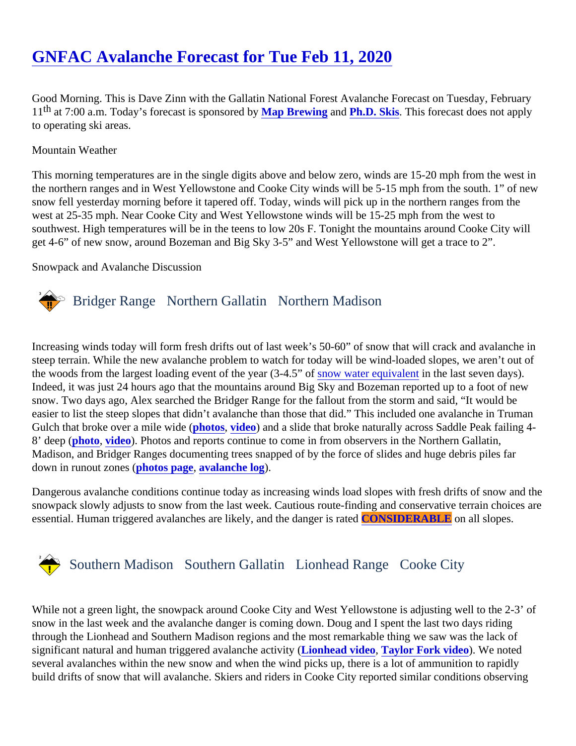# GNFAC Avalanche Forecast for Tue Feb 11, 2020

Good Morning. This is Dave Zinn with the Gallatin National Forest Avalanche Forecast on Tuesday, February 11th at 7:00 a.m. Today's forecast is sponsored by **Map Brewing** and **Ph.D. Skis**. This forecast does not apply to operating ski areas.

Mountain Weather

This morning temperatures are in the single digits above and below zero, winds are 15-20 mph from the west in the northern ranges and in West Yellowstone and Cooke City winds will be 5-15 mph from the south. 1" of new snow fell yesterday morning before it tapered off. Today, winds will pick up in the northern ranges from the west at 25-35 mph. Near Cooke City and West Yellowstone winds will be 15-25 mph from the west to southwest. High temperatures will be in the teens to low 20s F. Tonight the mountains around Cooke City will get 4-6" of new snow, around Bozeman and Big Sky 3-5" and West Yellowstone will get a trace to 2".

Snowpack and Avalanche Discussion

## Bridger Range   Northern Gallatin   Northern Madison

Increasing winds today will form fresh drifts out of last week's 50-60" of snow that will crack and avalanche in steep terrain. While the new avalanche problem to watch for today will be wind-loaded slopes, we aren't out of the woods from the largest loading event of the year (3-4.5" of snow water equivalent in the last seven days). Indeed, it was just 24 hours ago that the mountains around Big Sky and Bozeman reported up to a foot of new snow. Two days ago, Alex searched the Bridger Range for the fallout from the storm and said, "It would be easier to list the steep slopes that didn't avalanche than those that did." This included one avalanche in Truman Gulch that broke over a mile wide (**photos**, **video**) and a slide that broke naturally across Saddle Peak failing 4-8' deep (**photo**, **video**). Photos and reports continue to come in from observers in the Northern Gallatin, Madison, and Bridger Ranges documenting trees snapped of by the force of slides and huge debris piles far down in runout zones (**photos page**, **avalanche log**).

Dangerous avalanche conditions continue today as increasing winds load slopes with fresh drifts of snow and the snowpack slowly adjusts to snow from the last week. Cautious route-finding and conservative terrain choices are essential. Human triggered avalanches are likely, and the danger is rated **CONSIDERABLE** on all slopes.

## Southern Madison   Southern Gallatin   Lionhead Range   Cooke City

While not a green light, the snowpack around Cooke City and West Yellowstone is adjusting well to the 2-3' of snow in the last week and the avalanche danger is coming down. Doug and I spent the last two days riding through the Lionhead and Southern Madison regions and the most remarkable thing we saw was the lack of significant natural and human triggered avalanche activity (**Lionhead video**, **Taylor Fork video**). We noted several avalanches within the new snow and when the wind picks up, there is a lot of ammunition to rapidly build drifts of snow that will avalanche. Skiers and riders in Cooke City reported similar conditions observing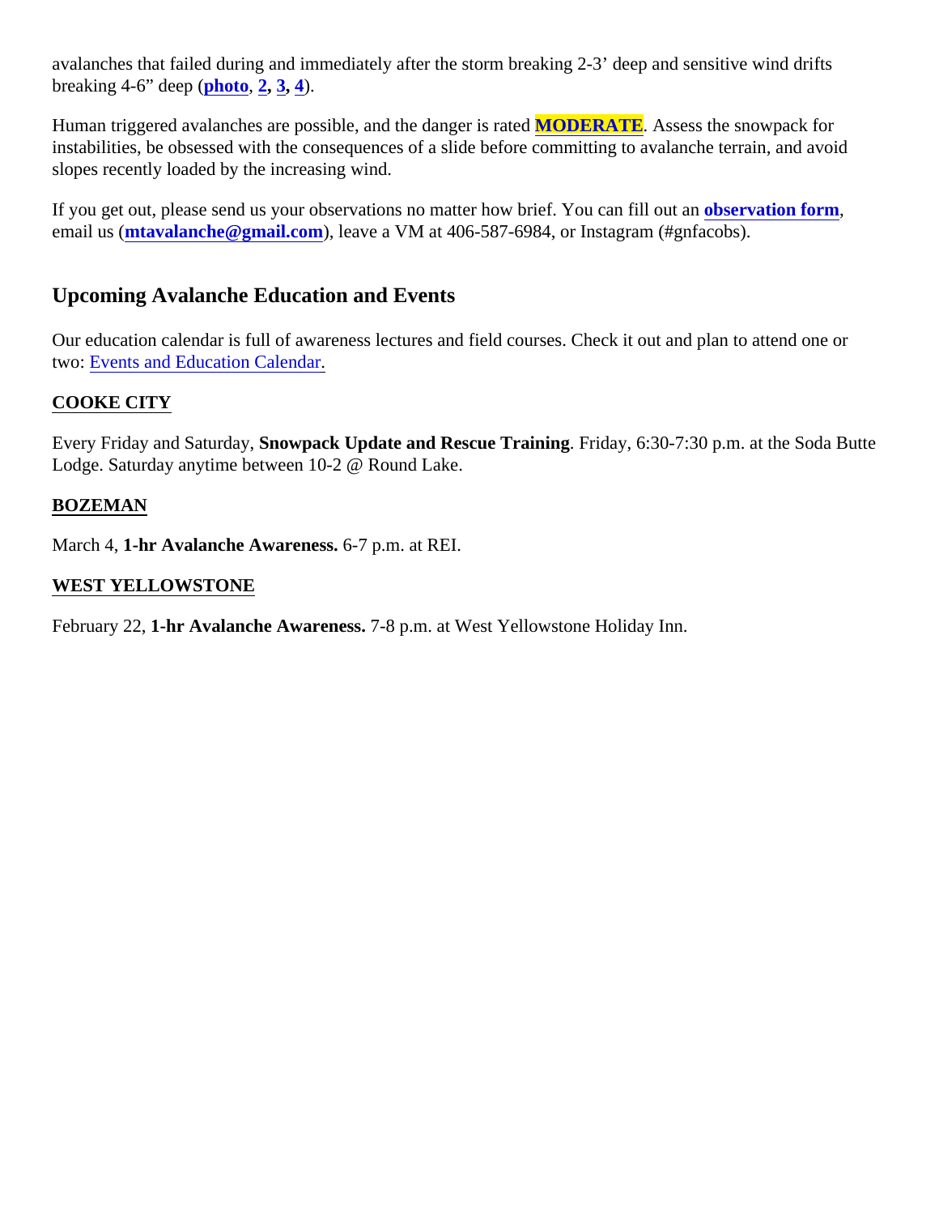avalanches that failed during and immediately after the storm breaking 2-3' deep and sensitive wind drifts breaking 4-6" deep (**photo**, **2**, **3**, **4**).

Human triggered avalanches are possible, and the danger is rated **MODERATE**. Assess the snowpack for instabilities, be obsessed with the consequences of a slide before committing to avalanche terrain, and avoid slopes recently loaded by the increasing wind.

If you get out, please send us your observations no matter how brief. You can fill out an **observation form**, email us (**mtavalanche@gmail.com**), leave a VM at 406-587-6984, or Instagram (#gnfacobs).

## Upcoming Avalanche Education and Events

Our education calendar is full of awareness lectures and field courses. Check it out and plan to attend one or two: Events and Education Calendar.

**COOKE CITY**

Every Friday and Saturday, **Snowpack Update and Rescue Training**. Friday, 6:30-7:30 p.m. at the Soda Butte Lodge. Saturday anytime between 10-2 @ Round Lake.

**BOZEMAN**

March 4, **1-hr Avalanche Awareness.** 6-7 p.m. at REI.

**WEST YELLOWSTONE**

February 22, **1-hr Avalanche Awareness.** 7-8 p.m. at West Yellowstone Holiday Inn.